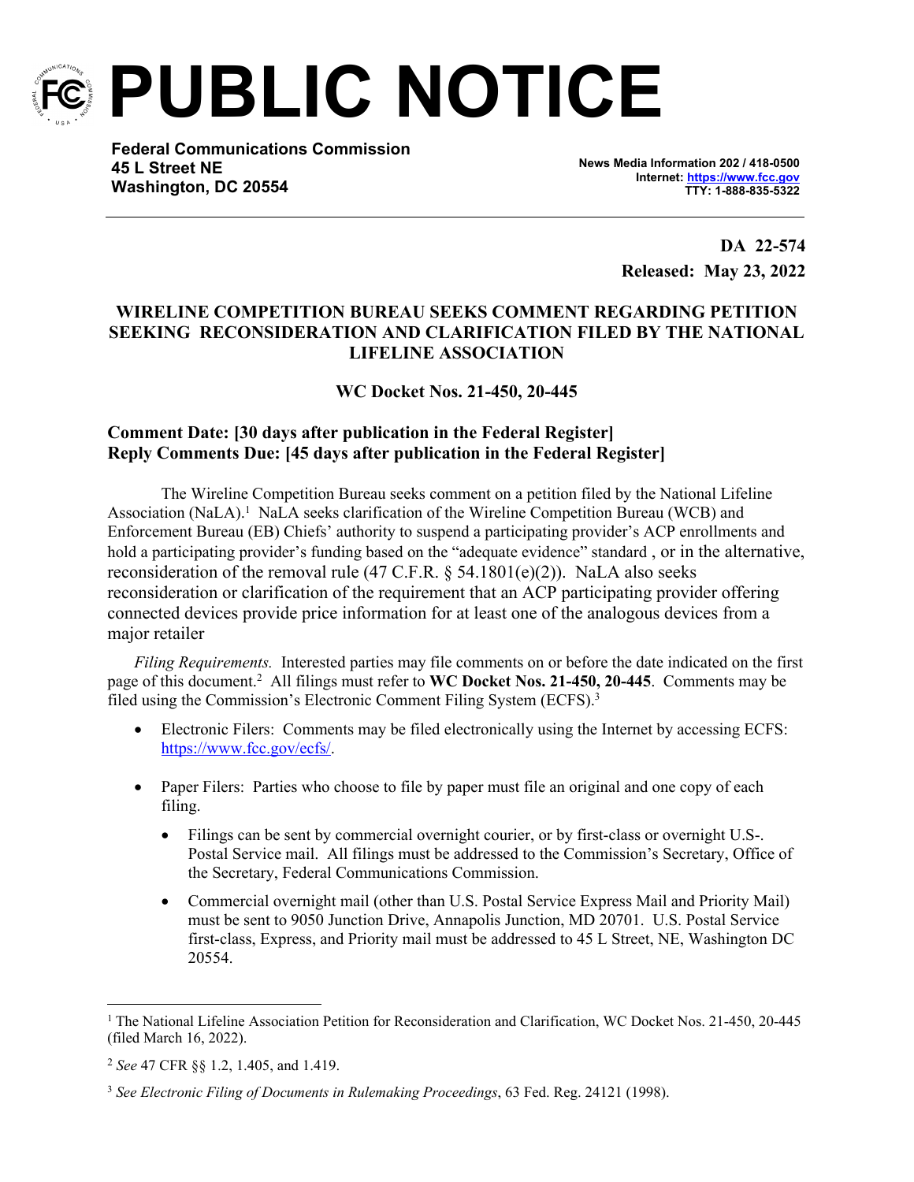# PUBLIC NOTICE

**Federal Communications Commission**
**45 L Street NE**
**Washington, DC 20554**

**News Media Information 202 / 418-0500**
**Internet: https://www.fcc.gov**
**TTY: 1-888-835-5322**

**DA 22-574**
**Released: May 23, 2022**

**WIRELINE COMPETITION BUREAU SEEKS COMMENT REGARDING PETITION SEEKING RECONSIDERATION AND CLARIFICATION FILED BY THE NATIONAL LIFELINE ASSOCIATION**

**WC Docket Nos. 21-450, 20-445**

**Comment Date: [30 days after publication in the Federal Register]**
**Reply Comments Due: [45 days after publication in the Federal Register]**

The Wireline Competition Bureau seeks comment on a petition filed by the National Lifeline Association (NaLA).[1] NaLA seeks clarification of the Wireline Competition Bureau (WCB) and Enforcement Bureau (EB) Chiefs' authority to suspend a participating provider's ACP enrollments and hold a participating provider's funding based on the "adequate evidence" standard , or in the alternative, reconsideration of the removal rule (47 C.F.R. § 54.1801(e)(2)). NaLA also seeks reconsideration or clarification of the requirement that an ACP participating provider offering connected devices provide price information for at least one of the analogous devices from a major retailer

*Filing Requirements.* Interested parties may file comments on or before the date indicated on the first page of this document.[2] All filings must refer to **WC Docket Nos. 21-450, 20-445**. Comments may be filed using the Commission's Electronic Comment Filing System (ECFS).[3]

- Electronic Filers: Comments may be filed electronically using the Internet by accessing ECFS: https://www.fcc.gov/ecfs/.
- Paper Filers: Parties who choose to file by paper must file an original and one copy of each filing.
  - Filings can be sent by commercial overnight courier, or by first-class or overnight U.S-. Postal Service mail. All filings must be addressed to the Commission's Secretary, Office of the Secretary, Federal Communications Commission.
  - Commercial overnight mail (other than U.S. Postal Service Express Mail and Priority Mail) must be sent to 9050 Junction Drive, Annapolis Junction, MD 20701. U.S. Postal Service first-class, Express, and Priority mail must be addressed to 45 L Street, NE, Washington DC 20554.

---

[1] The National Lifeline Association Petition for Reconsideration and Clarification, WC Docket Nos. 21-450, 20-445 (filed March 16, 2022).

[2] *See* 47 CFR §§ 1.2, 1.405, and 1.419.

[3] *See Electronic Filing of Documents in Rulemaking Proceedings*, 63 Fed. Reg. 24121 (1998).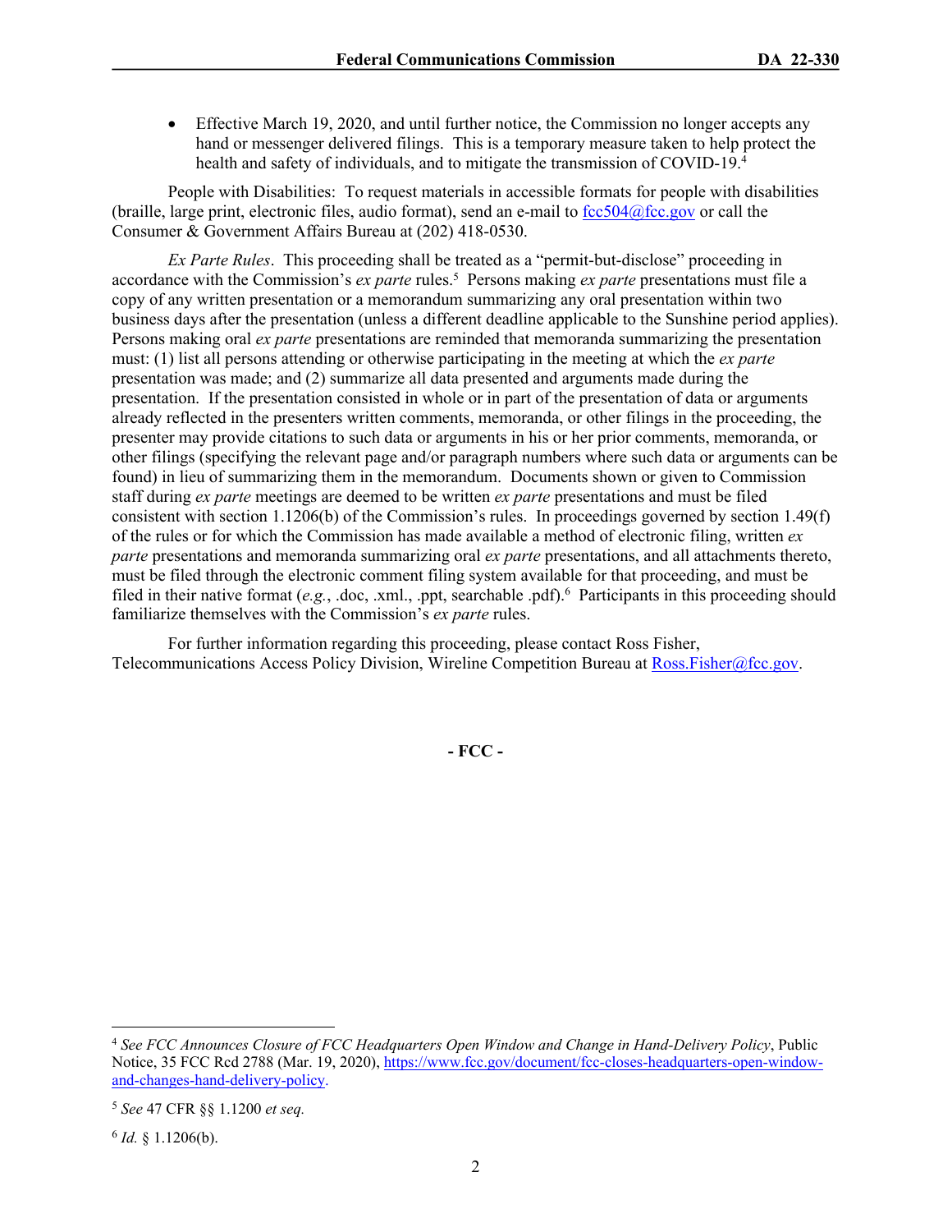- Effective March 19, 2020, and until further notice, the Commission no longer accepts any hand or messenger delivered filings. This is a temporary measure taken to help protect the health and safety of individuals, and to mitigate the transmission of COVID-19.[4]

People with Disabilities: To request materials in accessible formats for people with disabilities (braille, large print, electronic files, audio format), send an e-mail to fcc504@fcc.gov or call the Consumer & Government Affairs Bureau at (202) 418-0530.

*Ex Parte Rules*. This proceeding shall be treated as a "permit-but-disclose" proceeding in accordance with the Commission's *ex parte* rules.[5] Persons making *ex parte* presentations must file a copy of any written presentation or a memorandum summarizing any oral presentation within two business days after the presentation (unless a different deadline applicable to the Sunshine period applies). Persons making oral *ex parte* presentations are reminded that memoranda summarizing the presentation must: (1) list all persons attending or otherwise participating in the meeting at which the *ex parte* presentation was made; and (2) summarize all data presented and arguments made during the presentation. If the presentation consisted in whole or in part of the presentation of data or arguments already reflected in the presenters written comments, memoranda, or other filings in the proceeding, the presenter may provide citations to such data or arguments in his or her prior comments, memoranda, or other filings (specifying the relevant page and/or paragraph numbers where such data or arguments can be found) in lieu of summarizing them in the memorandum. Documents shown or given to Commission staff during *ex parte* meetings are deemed to be written *ex parte* presentations and must be filed consistent with section 1.1206(b) of the Commission's rules. In proceedings governed by section 1.49(f) of the rules or for which the Commission has made available a method of electronic filing, written *ex parte* presentations and memoranda summarizing oral *ex parte* presentations, and all attachments thereto, must be filed through the electronic comment filing system available for that proceeding, and must be filed in their native format (*e.g.*, .doc, .xml., .ppt, searchable .pdf).[6] Participants in this proceeding should familiarize themselves with the Commission's *ex parte* rules.

For further information regarding this proceeding, please contact Ross Fisher, Telecommunications Access Policy Division, Wireline Competition Bureau at Ross.Fisher@fcc.gov.

**- FCC -**

---

[4] *See FCC Announces Closure of FCC Headquarters Open Window and Change in Hand-Delivery Policy*, Public Notice, 35 FCC Rcd 2788 (Mar. 19, 2020), https://www.fcc.gov/document/fcc-closes-headquarters-open-window-and-changes-hand-delivery-policy.

[5] *See* 47 CFR §§ 1.1200 *et seq.*

[6] *Id.* § 1.1206(b).